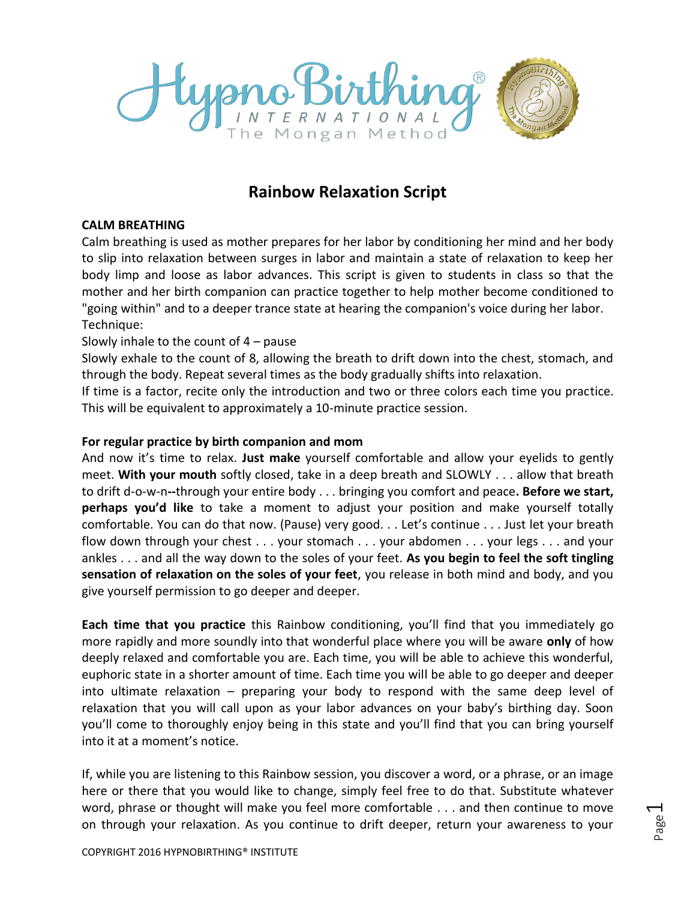# Rainbow Relaxation Script

**CALM BREATHING**

Calm breathing is used as mother prepares for her labor by conditioning her mind and her body to slip into relaxation between surges in labor and maintain a state of relaxation to keep her body limp and loose as labor advances. This script is given to students in class so that the mother and her birth companion can practice together to help mother become conditioned to "going within" and to a deeper trance state at hearing the companion's voice during her labor.

Technique:

Slowly inhale to the count of 4 – pause

Slowly exhale to the count of 8, allowing the breath to drift down into the chest, stomach, and through the body. Repeat several times as the body gradually shifts into relaxation.

If time is a factor, recite only the introduction and two or three colors each time you practice. This will be equivalent to approximately a 10-minute practice session.

**For regular practice by birth companion and mom**

And now it's time to relax. **Just make** yourself comfortable and allow your eyelids to gently meet. **With your mouth** softly closed, take in a deep breath and SLOWLY . . . allow that breath to drift d-o-w-n--through your entire body . . . bringing you comfort and peace**. Before we start, perhaps you'd like** to take a moment to adjust your position and make yourself totally comfortable. You can do that now. (Pause) very good. . . Let's continue . . . Just let your breath flow down through your chest . . . your stomach . . . your abdomen . . . your legs . . . and your ankles . . . and all the way down to the soles of your feet. **As you begin to feel the soft tingling sensation of relaxation on the soles of your feet**, you release in both mind and body, and you give yourself permission to go deeper and deeper.

**Each time that you practice** this Rainbow conditioning, you'll find that you immediately go more rapidly and more soundly into that wonderful place where you will be aware **only** of how deeply relaxed and comfortable you are. Each time, you will be able to achieve this wonderful, euphoric state in a shorter amount of time. Each time you will be able to go deeper and deeper into ultimate relaxation – preparing your body to respond with the same deep level of relaxation that you will call upon as your labor advances on your baby's birthing day. Soon you'll come to thoroughly enjoy being in this state and you'll find that you can bring yourself into it at a moment's notice.

If, while you are listening to this Rainbow session, you discover a word, or a phrase, or an image here or there that you would like to change, simply feel free to do that. Substitute whatever word, phrase or thought will make you feel more comfortable . . . and then continue to move on through your relaxation. As you continue to drift deeper, return your awareness to your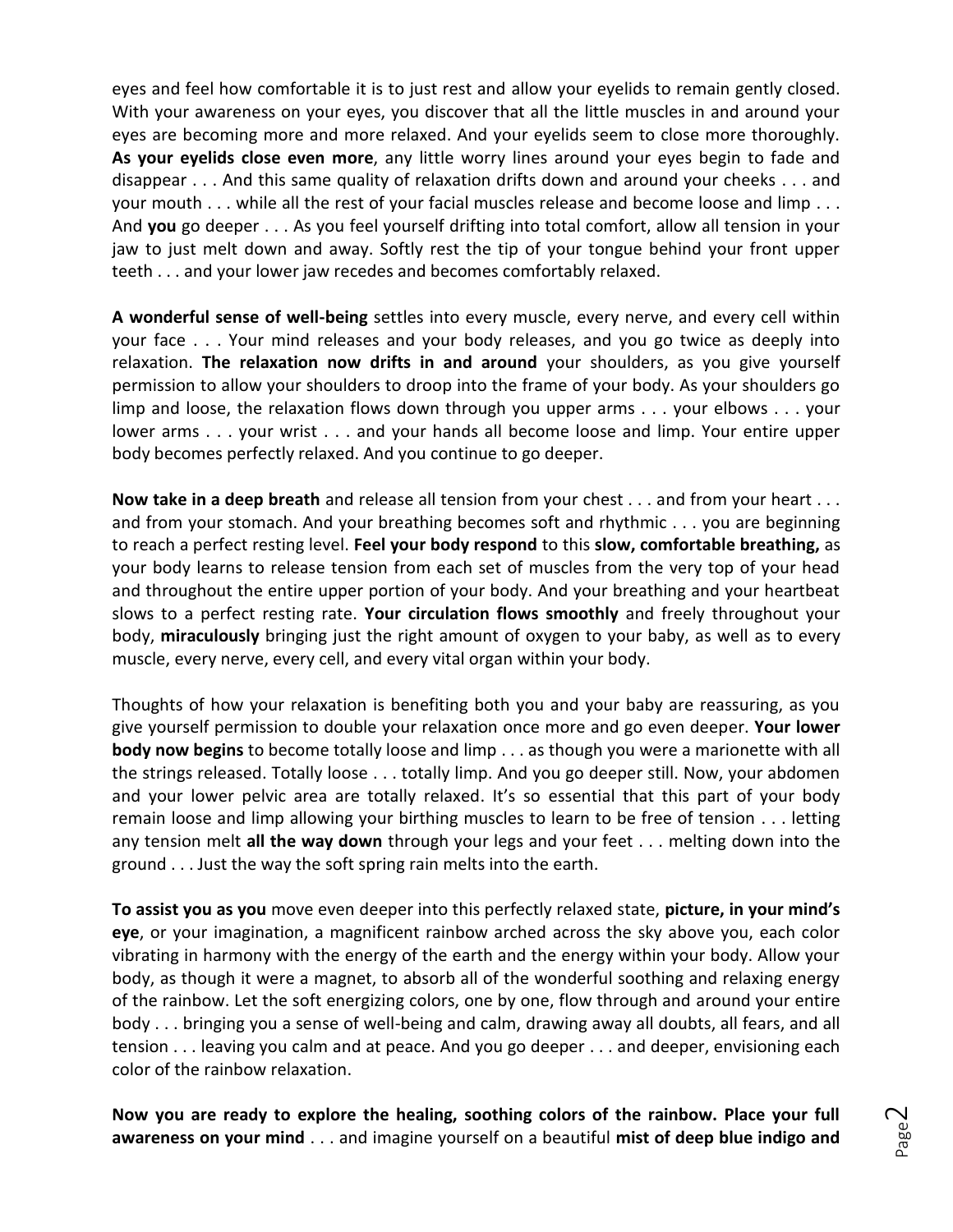eyes and feel how comfortable it is to just rest and allow your eyelids to remain gently closed. With your awareness on your eyes, you discover that all the little muscles in and around your eyes are becoming more and more relaxed. And your eyelids seem to close more thoroughly. **As your eyelids close even more**, any little worry lines around your eyes begin to fade and disappear . . . And this same quality of relaxation drifts down and around your cheeks . . . and your mouth . . . while all the rest of your facial muscles release and become loose and limp . . . And **you** go deeper . . . As you feel yourself drifting into total comfort, allow all tension in your jaw to just melt down and away. Softly rest the tip of your tongue behind your front upper teeth . . . and your lower jaw recedes and becomes comfortably relaxed.

**A wonderful sense of well-being** settles into every muscle, every nerve, and every cell within your face . . . Your mind releases and your body releases, and you go twice as deeply into relaxation. **The relaxation now drifts in and around** your shoulders, as you give yourself permission to allow your shoulders to droop into the frame of your body. As your shoulders go limp and loose, the relaxation flows down through you upper arms . . . your elbows . . . your lower arms . . . your wrist . . . and your hands all become loose and limp. Your entire upper body becomes perfectly relaxed. And you continue to go deeper.

**Now take in a deep breath** and release all tension from your chest . . . and from your heart . . . and from your stomach. And your breathing becomes soft and rhythmic . . . you are beginning to reach a perfect resting level. **Feel your body respond** to this **slow, comfortable breathing,** as your body learns to release tension from each set of muscles from the very top of your head and throughout the entire upper portion of your body. And your breathing and your heartbeat slows to a perfect resting rate. **Your circulation flows smoothly** and freely throughout your body, **miraculously** bringing just the right amount of oxygen to your baby, as well as to every muscle, every nerve, every cell, and every vital organ within your body.

Thoughts of how your relaxation is benefiting both you and your baby are reassuring, as you give yourself permission to double your relaxation once more and go even deeper. **Your lower body now begins** to become totally loose and limp . . . as though you were a marionette with all the strings released. Totally loose . . . totally limp. And you go deeper still. Now, your abdomen and your lower pelvic area are totally relaxed. It's so essential that this part of your body remain loose and limp allowing your birthing muscles to learn to be free of tension . . . letting any tension melt **all the way down** through your legs and your feet . . . melting down into the ground . . . Just the way the soft spring rain melts into the earth.

**To assist you as you** move even deeper into this perfectly relaxed state, **picture, in your mind's eye**, or your imagination, a magnificent rainbow arched across the sky above you, each color vibrating in harmony with the energy of the earth and the energy within your body. Allow your body, as though it were a magnet, to absorb all of the wonderful soothing and relaxing energy of the rainbow. Let the soft energizing colors, one by one, flow through and around your entire body . . . bringing you a sense of well-being and calm, drawing away all doubts, all fears, and all tension . . . leaving you calm and at peace. And you go deeper . . . and deeper, envisioning each color of the rainbow relaxation.

**Now you are ready to explore the healing, soothing colors of the rainbow. Place your full awareness on your mind** . . . and imagine yourself on a beautiful **mist of deep blue indigo and**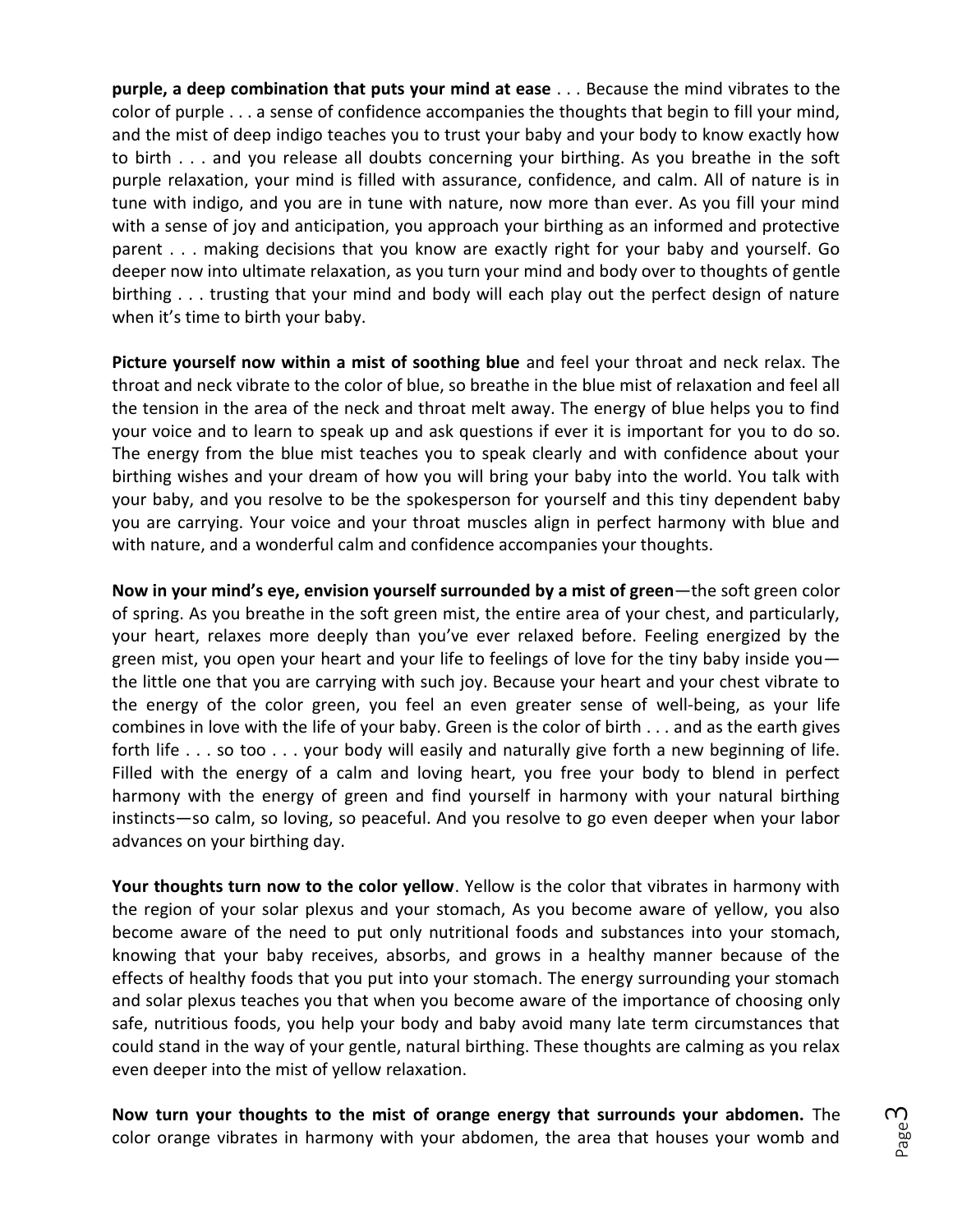**purple, a deep combination that puts your mind at ease** . . . Because the mind vibrates to the color of purple . . . a sense of confidence accompanies the thoughts that begin to fill your mind, and the mist of deep indigo teaches you to trust your baby and your body to know exactly how to birth . . . and you release all doubts concerning your birthing. As you breathe in the soft purple relaxation, your mind is filled with assurance, confidence, and calm. All of nature is in tune with indigo, and you are in tune with nature, now more than ever. As you fill your mind with a sense of joy and anticipation, you approach your birthing as an informed and protective parent . . . making decisions that you know are exactly right for your baby and yourself. Go deeper now into ultimate relaxation, as you turn your mind and body over to thoughts of gentle birthing . . . trusting that your mind and body will each play out the perfect design of nature when it's time to birth your baby.

**Picture yourself now within a mist of soothing blue** and feel your throat and neck relax. The throat and neck vibrate to the color of blue, so breathe in the blue mist of relaxation and feel all the tension in the area of the neck and throat melt away. The energy of blue helps you to find your voice and to learn to speak up and ask questions if ever it is important for you to do so. The energy from the blue mist teaches you to speak clearly and with confidence about your birthing wishes and your dream of how you will bring your baby into the world. You talk with your baby, and you resolve to be the spokesperson for yourself and this tiny dependent baby you are carrying. Your voice and your throat muscles align in perfect harmony with blue and with nature, and a wonderful calm and confidence accompanies your thoughts.

**Now in your mind's eye, envision yourself surrounded by a mist of green**—the soft green color of spring. As you breathe in the soft green mist, the entire area of your chest, and particularly, your heart, relaxes more deeply than you've ever relaxed before. Feeling energized by the green mist, you open your heart and your life to feelings of love for the tiny baby inside you—the little one that you are carrying with such joy. Because your heart and your chest vibrate to the energy of the color green, you feel an even greater sense of well-being, as your life combines in love with the life of your baby. Green is the color of birth . . . and as the earth gives forth life . . . so too . . . your body will easily and naturally give forth a new beginning of life. Filled with the energy of a calm and loving heart, you free your body to blend in perfect harmony with the energy of green and find yourself in harmony with your natural birthing instincts—so calm, so loving, so peaceful. And you resolve to go even deeper when your labor advances on your birthing day.

**Your thoughts turn now to the color yellow**. Yellow is the color that vibrates in harmony with the region of your solar plexus and your stomach, As you become aware of yellow, you also become aware of the need to put only nutritional foods and substances into your stomach, knowing that your baby receives, absorbs, and grows in a healthy manner because of the effects of healthy foods that you put into your stomach. The energy surrounding your stomach and solar plexus teaches you that when you become aware of the importance of choosing only safe, nutritious foods, you help your body and baby avoid many late term circumstances that could stand in the way of your gentle, natural birthing. These thoughts are calming as you relax even deeper into the mist of yellow relaxation.

**Now turn your thoughts to the mist of orange energy that surrounds your abdomen.** The color orange vibrates in harmony with your abdomen, the area that houses your womb and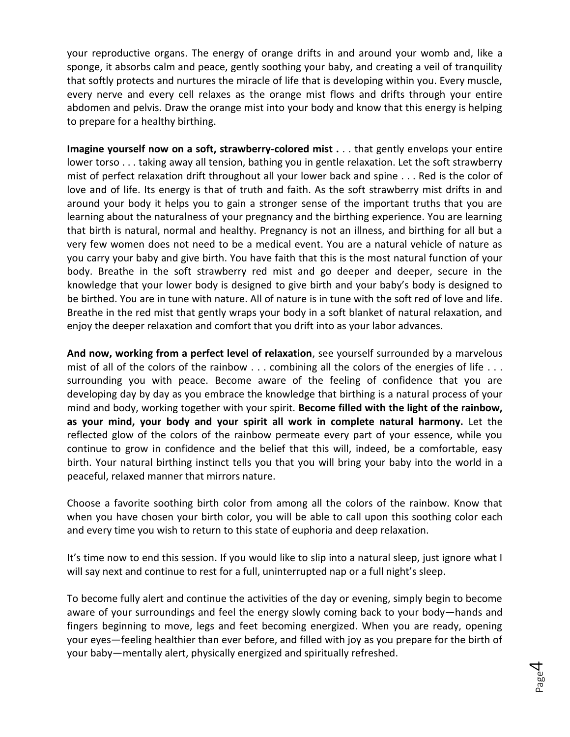your reproductive organs. The energy of orange drifts in and around your womb and, like a sponge, it absorbs calm and peace, gently soothing your baby, and creating a veil of tranquility that softly protects and nurtures the miracle of life that is developing within you. Every muscle, every nerve and every cell relaxes as the orange mist flows and drifts through your entire abdomen and pelvis. Draw the orange mist into your body and know that this energy is helping to prepare for a healthy birthing.

**Imagine yourself now on a soft, strawberry-colored mist .** . . that gently envelops your entire lower torso . . . taking away all tension, bathing you in gentle relaxation. Let the soft strawberry mist of perfect relaxation drift throughout all your lower back and spine . . . Red is the color of love and of life. Its energy is that of truth and faith. As the soft strawberry mist drifts in and around your body it helps you to gain a stronger sense of the important truths that you are learning about the naturalness of your pregnancy and the birthing experience. You are learning that birth is natural, normal and healthy. Pregnancy is not an illness, and birthing for all but a very few women does not need to be a medical event. You are a natural vehicle of nature as you carry your baby and give birth. You have faith that this is the most natural function of your body. Breathe in the soft strawberry red mist and go deeper and deeper, secure in the knowledge that your lower body is designed to give birth and your baby's body is designed to be birthed. You are in tune with nature. All of nature is in tune with the soft red of love and life. Breathe in the red mist that gently wraps your body in a soft blanket of natural relaxation, and enjoy the deeper relaxation and comfort that you drift into as your labor advances.

**And now, working from a perfect level of relaxation**, see yourself surrounded by a marvelous mist of all of the colors of the rainbow . . . combining all the colors of the energies of life . . . surrounding you with peace. Become aware of the feeling of confidence that you are developing day by day as you embrace the knowledge that birthing is a natural process of your mind and body, working together with your spirit. **Become filled with the light of the rainbow, as your mind, your body and your spirit all work in complete natural harmony.** Let the reflected glow of the colors of the rainbow permeate every part of your essence, while you continue to grow in confidence and the belief that this will, indeed, be a comfortable, easy birth. Your natural birthing instinct tells you that you will bring your baby into the world in a peaceful, relaxed manner that mirrors nature.

Choose a favorite soothing birth color from among all the colors of the rainbow. Know that when you have chosen your birth color, you will be able to call upon this soothing color each and every time you wish to return to this state of euphoria and deep relaxation.

It's time now to end this session. If you would like to slip into a natural sleep, just ignore what I will say next and continue to rest for a full, uninterrupted nap or a full night's sleep.

To become fully alert and continue the activities of the day or evening, simply begin to become aware of your surroundings and feel the energy slowly coming back to your body—hands and fingers beginning to move, legs and feet becoming energized. When you are ready, opening your eyes—feeling healthier than ever before, and filled with joy as you prepare for the birth of your baby—mentally alert, physically energized and spiritually refreshed.